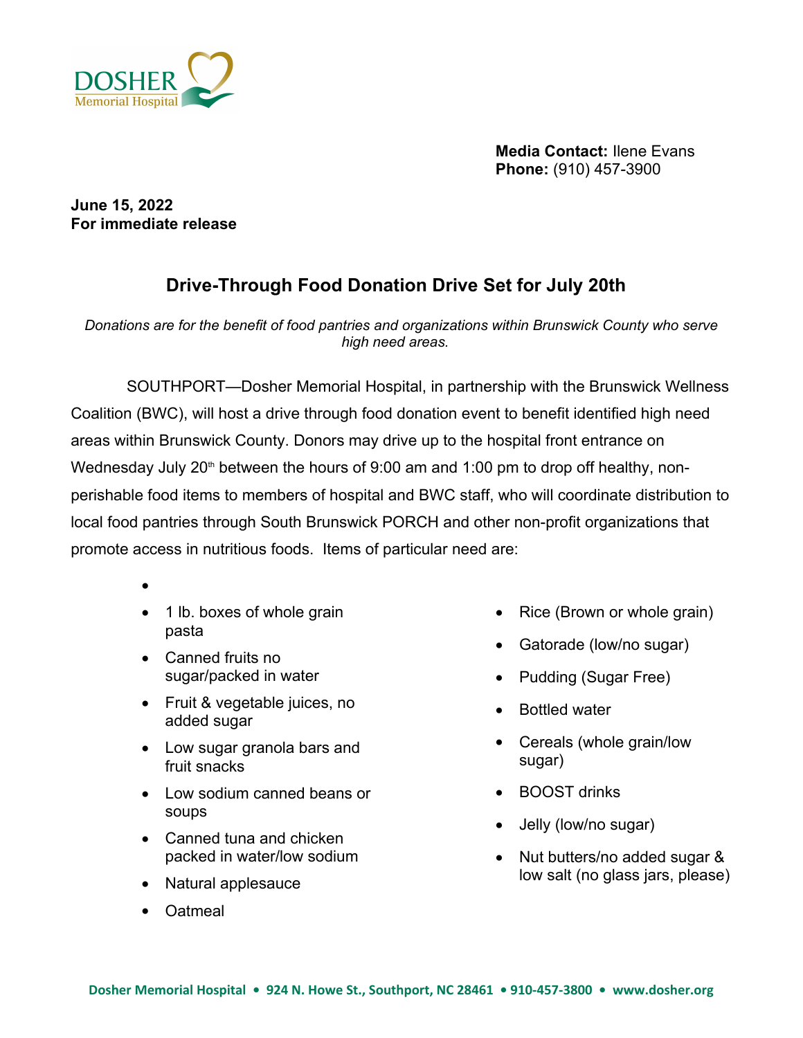DOSHER Memorial Hospital

**Media Contact:** Ilene Evans
**Phone:** (910) 457-3900

**June 15, 2022**
**For immediate release**

## Drive-Through Food Donation Drive Set for July 20th

*Donations are for the benefit of food pantries and organizations within Brunswick County who serve high need areas.*

SOUTHPORT—Dosher Memorial Hospital, in partnership with the Brunswick Wellness Coalition (BWC), will host a drive through food donation event to benefit identified high need areas within Brunswick County. Donors may drive up to the hospital front entrance on Wednesday July 20th between the hours of 9:00 am and 1:00 pm to drop off healthy, non-perishable food items to members of hospital and BWC staff, who will coordinate distribution to local food pantries through South Brunswick PORCH and other non-profit organizations that promote access in nutritious foods. Items of particular need are:

- 1 lb. boxes of whole grain pasta
- Canned fruits no sugar/packed in water
- Fruit & vegetable juices, no added sugar
- Low sugar granola bars and fruit snacks
- Low sodium canned beans or soups
- Canned tuna and chicken packed in water/low sodium
- Natural applesauce
- Oatmeal
- Rice (Brown or whole grain)
- Gatorade (low/no sugar)
- Pudding (Sugar Free)
- Bottled water
- Cereals (whole grain/low sugar)
- BOOST drinks
- Jelly (low/no sugar)
- Nut butters/no added sugar & low salt (no glass jars, please)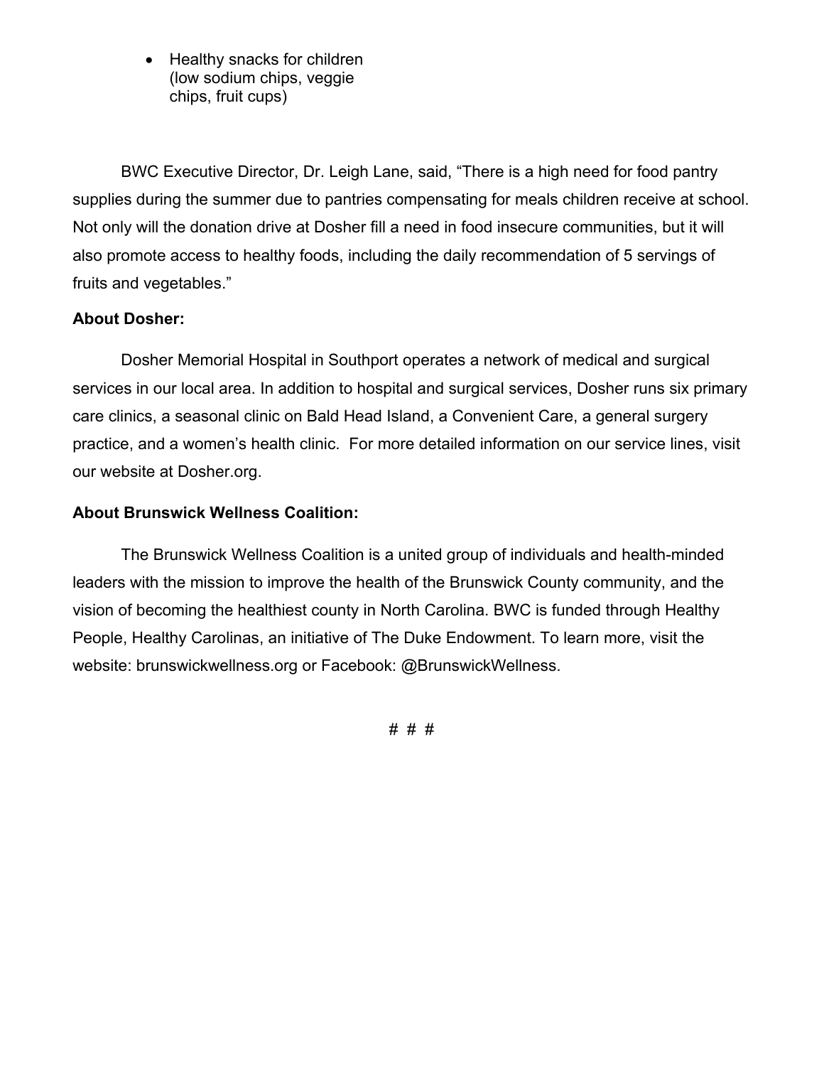- Healthy snacks for children (low sodium chips, veggie chips, fruit cups)

BWC Executive Director, Dr. Leigh Lane, said, “There is a high need for food pantry supplies during the summer due to pantries compensating for meals children receive at school. Not only will the donation drive at Dosher fill a need in food insecure communities, but it will also promote access to healthy foods, including the daily recommendation of 5 servings of fruits and vegetables.”

**About Dosher:**

Dosher Memorial Hospital in Southport operates a network of medical and surgical services in our local area. In addition to hospital and surgical services, Dosher runs six primary care clinics, a seasonal clinic on Bald Head Island, a Convenient Care, a general surgery practice, and a women’s health clinic. For more detailed information on our service lines, visit our website at Dosher.org.

**About Brunswick Wellness Coalition:**

The Brunswick Wellness Coalition is a united group of individuals and health-minded leaders with the mission to improve the health of the Brunswick County community, and the vision of becoming the healthiest county in North Carolina. BWC is funded through Healthy People, Healthy Carolinas, an initiative of The Duke Endowment. To learn more, visit the website: brunswickwellness.org or Facebook: @BrunswickWellness.

# # #